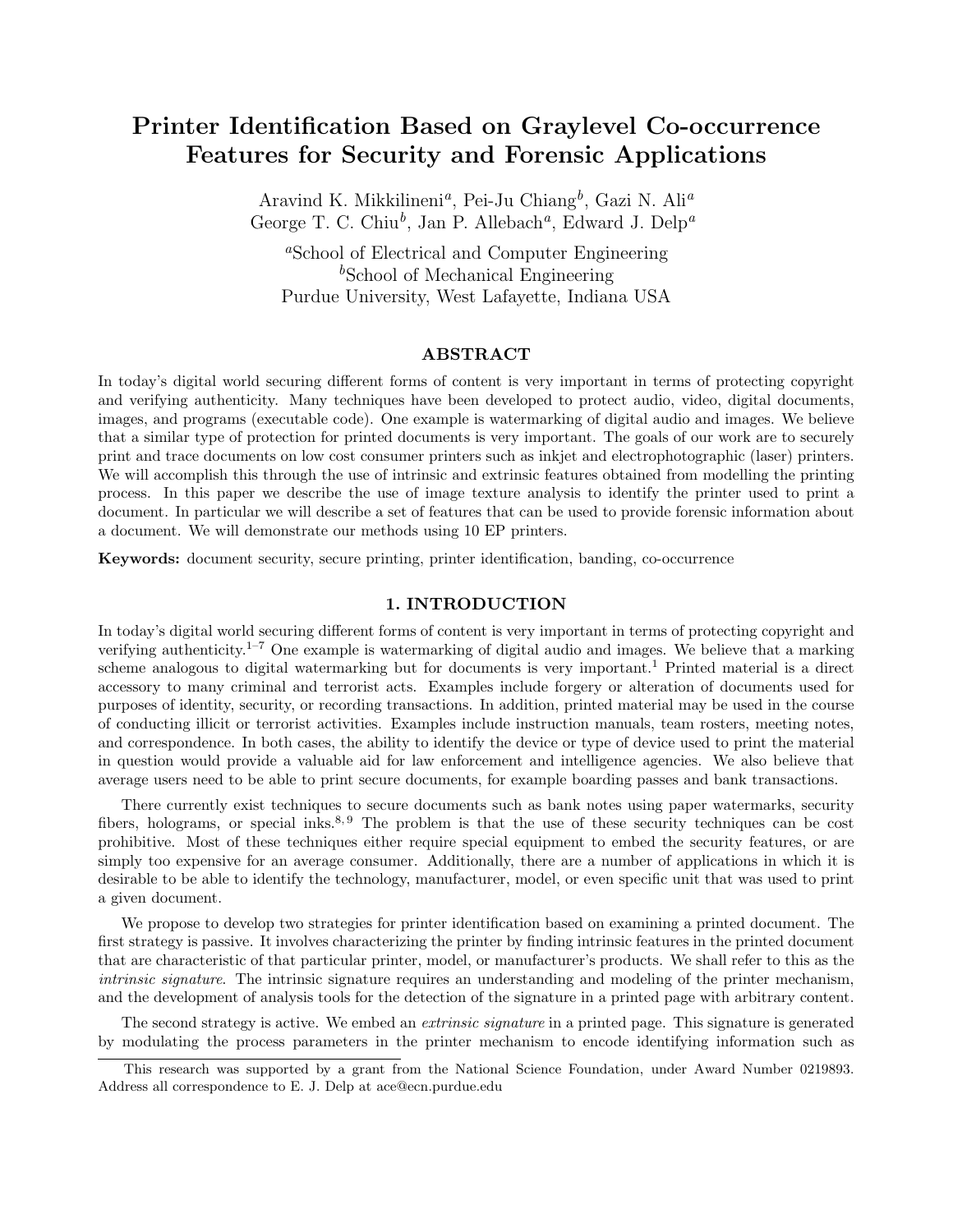# Printer Identification Based on Graylevel Co-occurrence Features for Security and Forensic Applications

Aravind K. Mikkilineni[a], Pei-Ju Chiang[b], Gazi N. Ali[a]
George T. C. Chiu[b], Jan P. Allebach[a], Edward J. Delp[a]

[a]School of Electrical and Computer Engineering
[b]School of Mechanical Engineering
Purdue University, West Lafayette, Indiana USA

## ABSTRACT

In today's digital world securing different forms of content is very important in terms of protecting copyright and verifying authenticity. Many techniques have been developed to protect audio, video, digital documents, images, and programs (executable code). One example is watermarking of digital audio and images. We believe that a similar type of protection for printed documents is very important. The goals of our work are to securely print and trace documents on low cost consumer printers such as inkjet and electrophotographic (laser) printers. We will accomplish this through the use of intrinsic and extrinsic features obtained from modelling the printing process. In this paper we describe the use of image texture analysis to identify the printer used to print a document. In particular we will describe a set of features that can be used to provide forensic information about a document. We will demonstrate our methods using 10 EP printers.

**Keywords:** document security, secure printing, printer identification, banding, co-occurrence

## 1. INTRODUCTION

In today's digital world securing different forms of content is very important in terms of protecting copyright and verifying authenticity.[1–7] One example is watermarking of digital audio and images. We believe that a marking scheme analogous to digital watermarking but for documents is very important.[1] Printed material is a direct accessory to many criminal and terrorist acts. Examples include forgery or alteration of documents used for purposes of identity, security, or recording transactions. In addition, printed material may be used in the course of conducting illicit or terrorist activities. Examples include instruction manuals, team rosters, meeting notes, and correspondence. In both cases, the ability to identify the device or type of device used to print the material in question would provide a valuable aid for law enforcement and intelligence agencies. We also believe that average users need to be able to print secure documents, for example boarding passes and bank transactions.

There currently exist techniques to secure documents such as bank notes using paper watermarks, security fibers, holograms, or special inks.[8, 9] The problem is that the use of these security techniques can be cost prohibitive. Most of these techniques either require special equipment to embed the security features, or are simply too expensive for an average consumer. Additionally, there are a number of applications in which it is desirable to be able to identify the technology, manufacturer, model, or even specific unit that was used to print a given document.

We propose to develop two strategies for printer identification based on examining a printed document. The first strategy is passive. It involves characterizing the printer by finding intrinsic features in the printed document that are characteristic of that particular printer, model, or manufacturer's products. We shall refer to this as the *intrinsic signature*. The intrinsic signature requires an understanding and modeling of the printer mechanism, and the development of analysis tools for the detection of the signature in a printed page with arbitrary content.

The second strategy is active. We embed an *extrinsic signature* in a printed page. This signature is generated by modulating the process parameters in the printer mechanism to encode identifying information such as

This research was supported by a grant from the National Science Foundation, under Award Number 0219893. Address all correspondence to E. J. Delp at ace@ecn.purdue.edu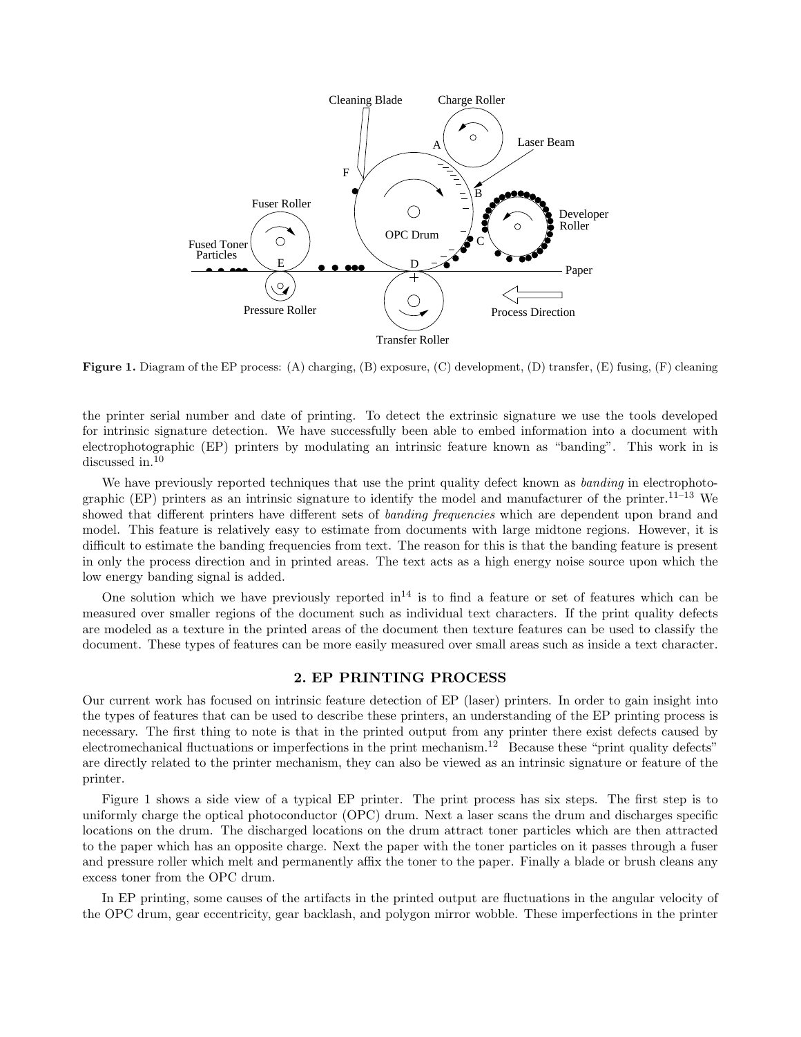Cleaning Blade
Charge Roller
A
Laser Beam
F
B
Fuser Roller
Developer Roller
OPC Drum
C
Fused Toner Particles
E
D
Paper
Pressure Roller
Process Direction
Transfer Roller

**Figure 1.** Diagram of the EP process: (A) charging, (B) exposure, (C) development, (D) transfer, (E) fusing, (F) cleaning

the printer serial number and date of printing. To detect the extrinsic signature we use the tools developed for intrinsic signature detection. We have successfully been able to embed information into a document with electrophotographic (EP) printers by modulating an intrinsic feature known as "banding". This work in is discussed in.[10]

We have previously reported techniques that use the print quality defect known as *banding* in electrophotographic (EP) printers as an intrinsic signature to identify the model and manufacturer of the printer.[11–13] We showed that different printers have different sets of *banding frequencies* which are dependent upon brand and model. This feature is relatively easy to estimate from documents with large midtone regions. However, it is difficult to estimate the banding frequencies from text. The reason for this is that the banding feature is present in only the process direction and in printed areas. The text acts as a high energy noise source upon which the low energy banding signal is added.

One solution which we have previously reported in[14] is to find a feature or set of features which can be measured over smaller regions of the document such as individual text characters. If the print quality defects are modeled as a texture in the printed areas of the document then texture features can be used to classify the document. These types of features can be more easily measured over small areas such as inside a text character.

## 2. EP PRINTING PROCESS

Our current work has focused on intrinsic feature detection of EP (laser) printers. In order to gain insight into the types of features that can be used to describe these printers, an understanding of the EP printing process is necessary. The first thing to note is that in the printed output from any printer there exist defects caused by electromechanical fluctuations or imperfections in the print mechanism.[12] Because these "print quality defects" are directly related to the printer mechanism, they can also be viewed as an intrinsic signature or feature of the printer.

Figure 1 shows a side view of a typical EP printer. The print process has six steps. The first step is to uniformly charge the optical photoconductor (OPC) drum. Next a laser scans the drum and discharges specific locations on the drum. The discharged locations on the drum attract toner particles which are then attracted to the paper which has an opposite charge. Next the paper with the toner particles on it passes through a fuser and pressure roller which melt and permanently affix the toner to the paper. Finally a blade or brush cleans any excess toner from the OPC drum.

In EP printing, some causes of the artifacts in the printed output are fluctuations in the angular velocity of the OPC drum, gear eccentricity, gear backlash, and polygon mirror wobble. These imperfections in the printer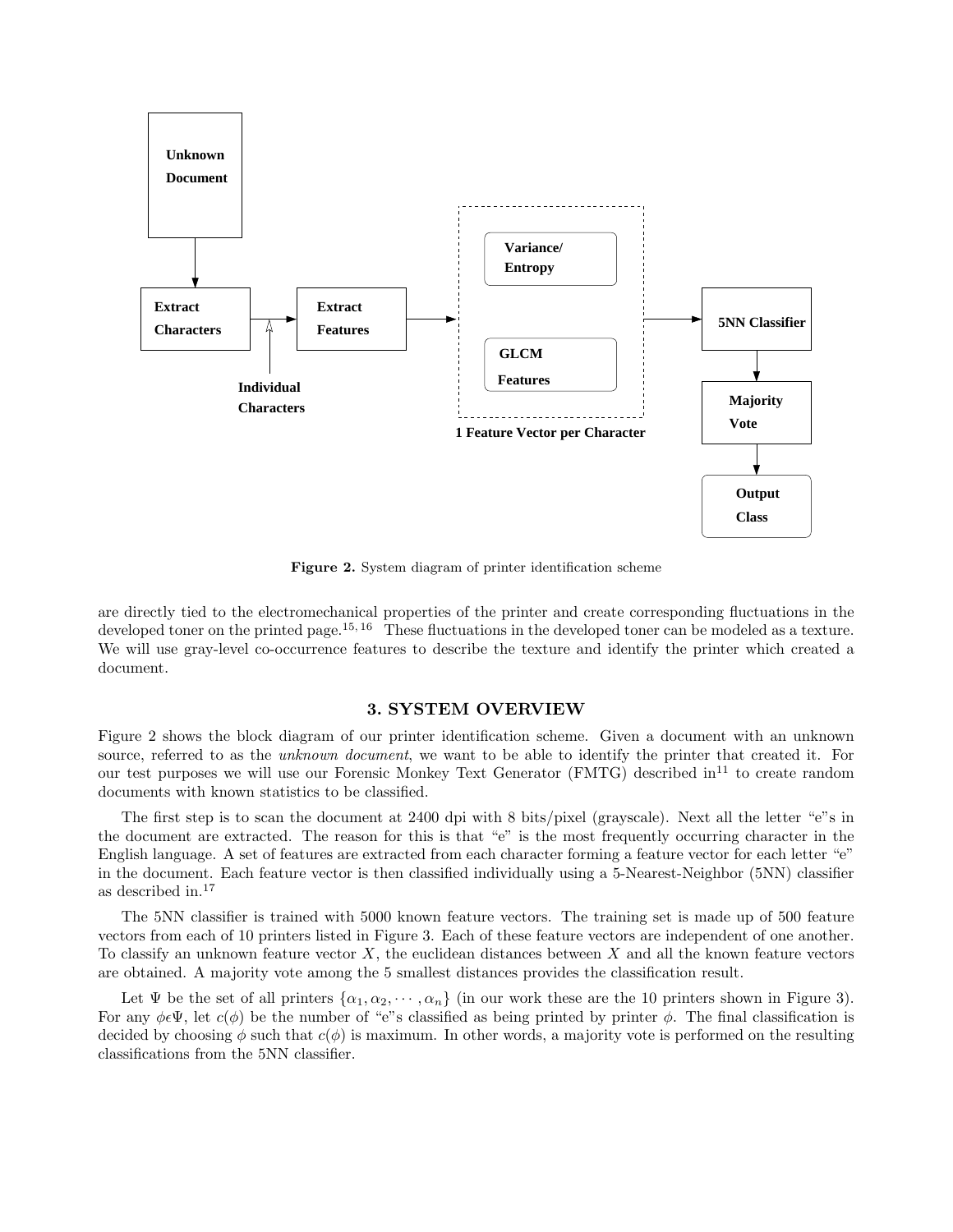Figure 2. System diagram of printer identification scheme

are directly tied to the electromechanical properties of the printer and create corresponding fluctuations in the developed toner on the printed page.[15, 16] These fluctuations in the developed toner can be modeled as a texture. We will use gray-level co-occurrence features to describe the texture and identify the printer which created a document.

## 3. SYSTEM OVERVIEW

Figure 2 shows the block diagram of our printer identification scheme. Given a document with an unknown source, referred to as the *unknown document*, we want to be able to identify the printer that created it. For our test purposes we will use our Forensic Monkey Text Generator (FMTG) described in[11] to create random documents with known statistics to be classified.

The first step is to scan the document at 2400 dpi with 8 bits/pixel (grayscale). Next all the letter "e"s in the document are extracted. The reason for this is that "e" is the most frequently occurring character in the English language. A set of features are extracted from each character forming a feature vector for each letter "e" in the document. Each feature vector is then classified individually using a 5-Nearest-Neighbor (5NN) classifier as described in.[17]

The 5NN classifier is trained with 5000 known feature vectors. The training set is made up of 500 feature vectors from each of 10 printers listed in Figure 3. Each of these feature vectors are independent of one another. To classify an unknown feature vector $X$, the euclidean distances between $X$ and all the known feature vectors are obtained. A majority vote among the 5 smallest distances provides the classification result.

Let $\Psi$ be the set of all printers $\{\alpha_1, \alpha_2, \cdots, \alpha_n\}$ (in our work these are the 10 printers shown in Figure 3). For any $\phi \epsilon \Psi$, let $c(\phi)$ be the number of "e"s classified as being printed by printer $\phi$. The final classification is decided by choosing $\phi$ such that $c(\phi)$ is maximum. In other words, a majority vote is performed on the resulting classifications from the 5NN classifier.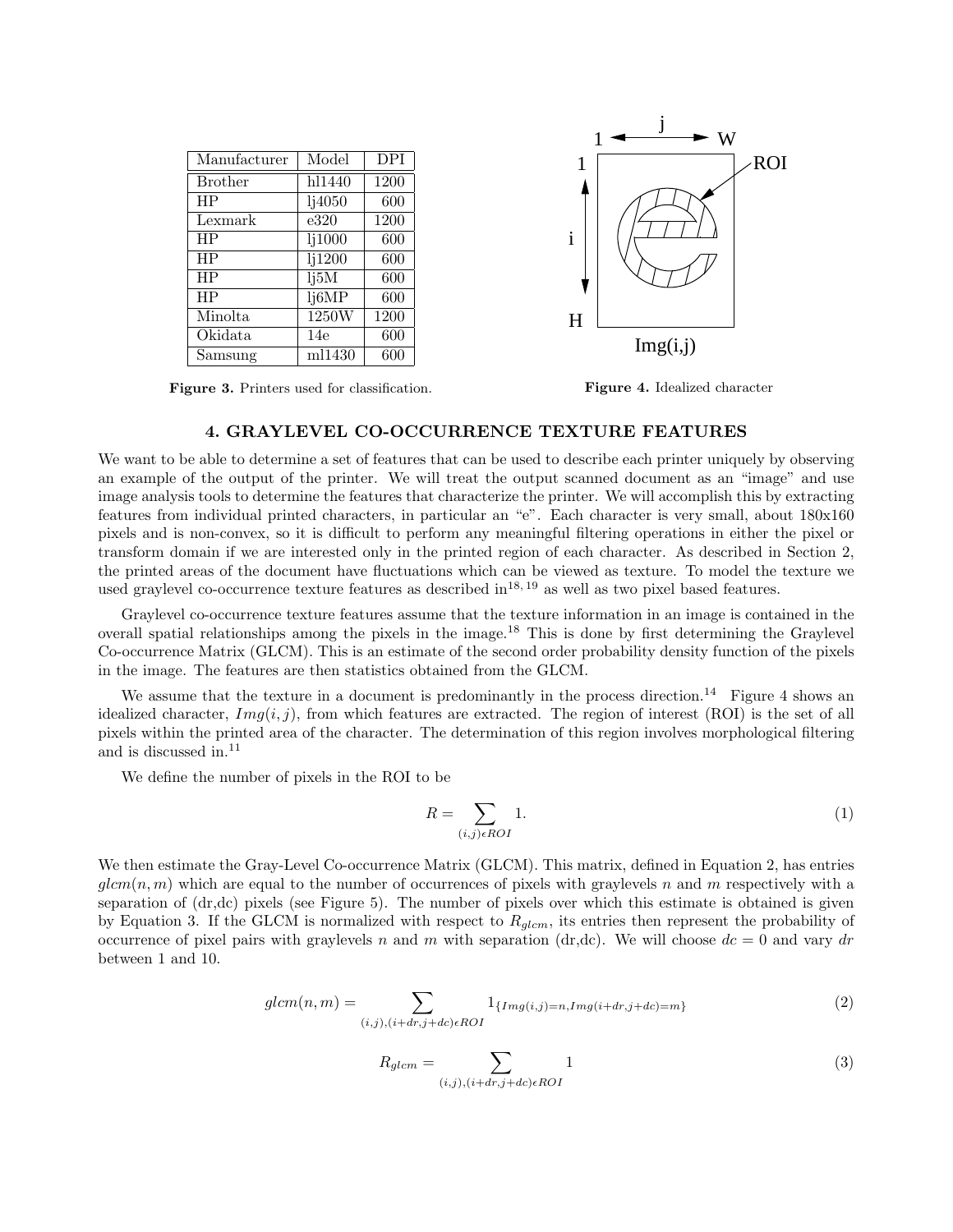| Manufacturer | Model | DPI |
|---|---|---|
| Brother | hl1440 | 1200 |
| HP | lj4050 | 600 |
| Lexmark | e320 | 1200 |
| HP | lj1000 | 600 |
| HP | lj1200 | 600 |
| HP | lj5M | 600 |
| HP | lj6MP | 600 |
| Minolta | 1250W | 1200 |
| Okidata | 14e | 600 |
| Samsung | ml1430 | 600 |

**Figure 3.** Printers used for classification.

**Figure 4.** Idealized character

## 4. GRAYLEVEL CO-OCCURRENCE TEXTURE FEATURES

We want to be able to determine a set of features that can be used to describe each printer uniquely by observing an example of the output of the printer. We will treat the output scanned document as an "image" and use image analysis tools to determine the features that characterize the printer. We will accomplish this by extracting features from individual printed characters, in particular an "e". Each character is very small, about 180x160 pixels and is non-convex, so it is difficult to perform any meaningful filtering operations in either the pixel or transform domain if we are interested only in the printed region of each character. As described in Section 2, the printed areas of the document have fluctuations which can be viewed as texture. To model the texture we used graylevel co-occurrence texture features as described in[18, 19] as well as two pixel based features.

Graylevel co-occurrence texture features assume that the texture information in an image is contained in the overall spatial relationships among the pixels in the image.[18] This is done by first determining the Graylevel Co-occurrence Matrix (GLCM). This is an estimate of the second order probability density function of the pixels in the image. The features are then statistics obtained from the GLCM.

We assume that the texture in a document is predominantly in the process direction.[14] Figure 4 shows an idealized character, $Img(i, j)$, from which features are extracted. The region of interest (ROI) is the set of all pixels within the printed area of the character. The determination of this region involves morphological filtering and is discussed in.[11]

We define the number of pixels in the ROI to be

$$R = \sum_{(i,j) \epsilon ROI} 1. \tag{1}$$

We then estimate the Gray-Level Co-occurrence Matrix (GLCM). This matrix, defined in Equation 2, has entries $glcm(n, m)$ which are equal to the number of occurrences of pixels with graylevels $n$ and $m$ respectively with a separation of (dr,dc) pixels (see Figure 5). The number of pixels over which this estimate is obtained is given by Equation 3. If the GLCM is normalized with respect to $R_{glcm}$, its entries then represent the probability of occurrence of pixel pairs with graylevels $n$ and $m$ with separation (dr,dc). We will choose $dc = 0$ and vary $dr$ between 1 and 10.

$$glcm(n, m) = \sum_{(i,j),(i+dr,j+dc) \epsilon ROI} 1_{\{Img(i,j)=n, Img(i+dr,j+dc)=m\}} \tag{2}$$

$$R_{glcm} = \sum_{(i,j),(i+dr,j+dc) \epsilon ROI} 1 \tag{3}$$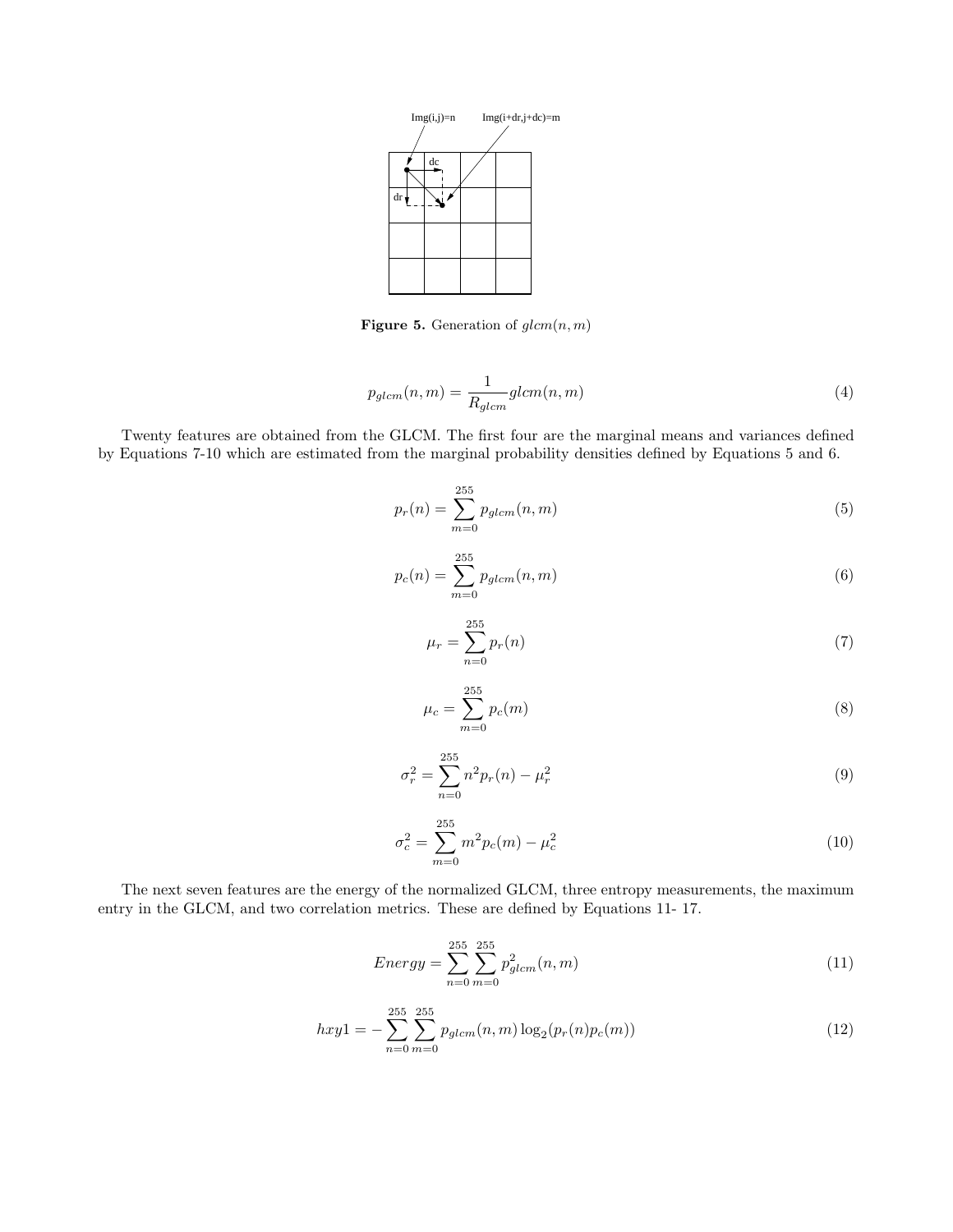Figure 5. Generation of $glcm(n, m)$

$$p_{glcm}(n, m) = \frac{1}{R_{glcm}} glcm(n, m) \tag{4}$$

Twenty features are obtained from the GLCM. The first four are the marginal means and variances defined by Equations 7-10 which are estimated from the marginal probability densities defined by Equations 5 and 6.

$$p_r(n) = \sum_{m=0}^{255} p_{glcm}(n, m) \tag{5}$$

$$p_c(n) = \sum_{m=0}^{255} p_{glcm}(n, m) \tag{6}$$

$$\mu_r = \sum_{n=0}^{255} p_r(n) \tag{7}$$

$$\mu_c = \sum_{m=0}^{255} p_c(m) \tag{8}$$

$$\sigma_r^2 = \sum_{n=0}^{255} n^2 p_r(n) - \mu_r^2 \tag{9}$$

$$\sigma_c^2 = \sum_{m=0}^{255} m^2 p_c(m) - \mu_c^2 \tag{10}$$

The next seven features are the energy of the normalized GLCM, three entropy measurements, the maximum entry in the GLCM, and two correlation metrics. These are defined by Equations 11- 17.

$$Energy = \sum_{n=0}^{255} \sum_{m=0}^{255} p_{glcm}^2(n, m) \tag{11}$$

$$hxy1 = -\sum_{n=0}^{255} \sum_{m=0}^{255} p_{glcm}(n, m) \log_2(p_r(n) p_c(m)) \tag{12}$$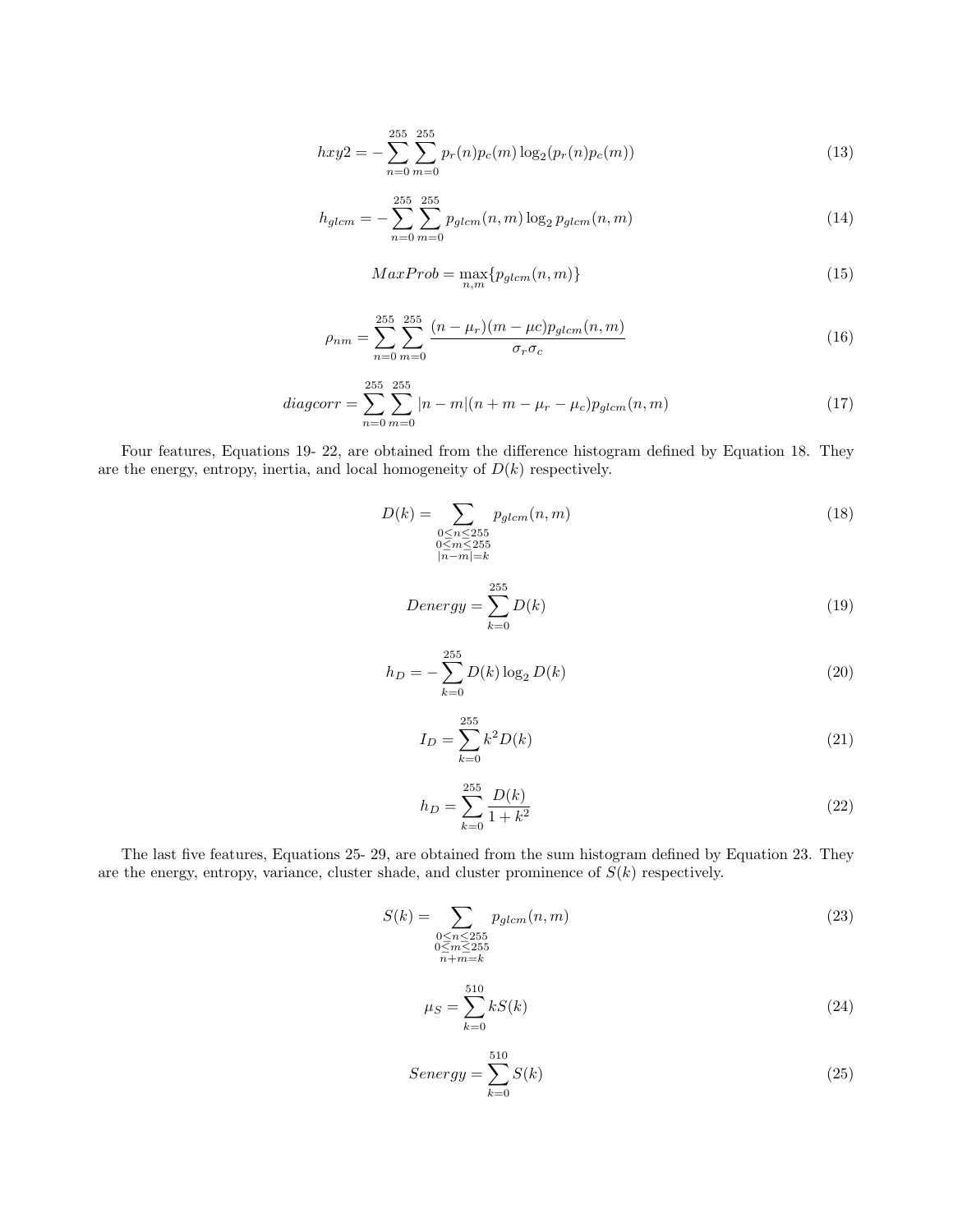$$hxy2 = -\sum_{n=0}^{255}\sum_{m=0}^{255} p_r(n)p_c(m)\log_2(p_r(n)p_c(m)) \tag{13}$$

$$h_{glcm} = -\sum_{n=0}^{255}\sum_{m=0}^{255} p_{glcm}(n,m)\log_2 p_{glcm}(n,m) \tag{14}$$

$$MaxProb = \max_{n,m}\{p_{glcm}(n,m)\} \tag{15}$$

$$\rho_{nm} = \sum_{n=0}^{255}\sum_{m=0}^{255} \frac{(n-\mu_r)(m-\mu c)p_{glcm}(n,m)}{\sigma_r\sigma_c} \tag{16}$$

$$diagcorr = \sum_{n=0}^{255}\sum_{m=0}^{255} |n-m|(n+m-\mu_r-\mu_c)p_{glcm}(n,m) \tag{17}$$

Four features, Equations 19- 22, are obtained from the difference histogram defined by Equation 18. They are the energy, entropy, inertia, and local homogeneity of $D(k)$ respectively.

$$D(k) = \sum_{\substack{0\le n\le 255\\ 0\le m\le 255\\ |n-m|=k}} p_{glcm}(n,m) \tag{18}$$

$$Denergy = \sum_{k=0}^{255} D(k) \tag{19}$$

$$h_D = -\sum_{k=0}^{255} D(k)\log_2 D(k) \tag{20}$$

$$I_D = \sum_{k=0}^{255} k^2 D(k) \tag{21}$$

$$h_D = \sum_{k=0}^{255} \frac{D(k)}{1+k^2} \tag{22}$$

The last five features, Equations 25- 29, are obtained from the sum histogram defined by Equation 23. They are the energy, entropy, variance, cluster shade, and cluster prominence of $S(k)$ respectively.

$$S(k) = \sum_{\substack{0\le n\le 255\\ 0\le m\le 255\\ n+m=k}} p_{glcm}(n,m) \tag{23}$$

$$\mu_S = \sum_{k=0}^{510} kS(k) \tag{24}$$

$$Senergy = \sum_{k=0}^{510} S(k) \tag{25}$$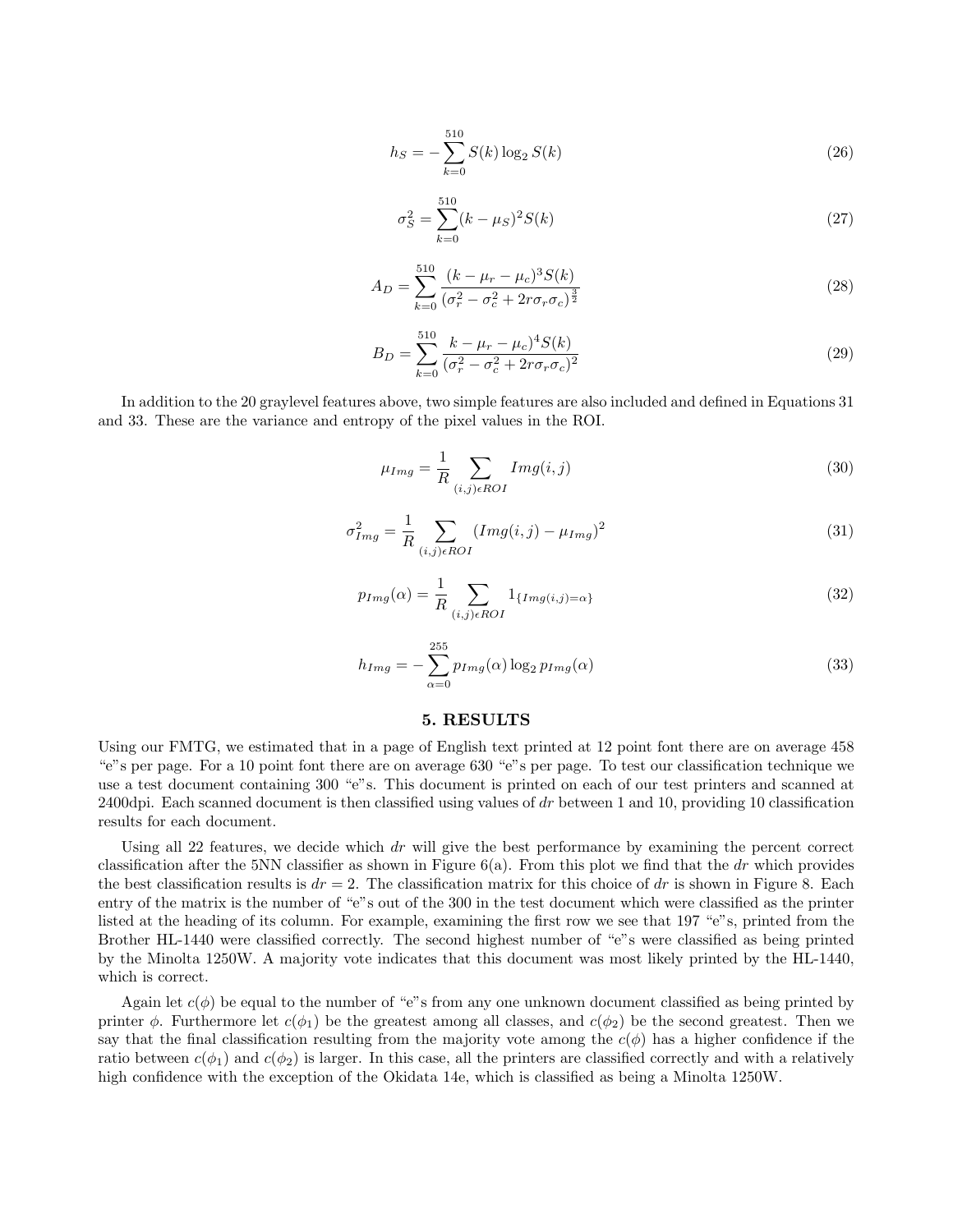$$h_S = -\sum_{k=0}^{510} S(k) \log_2 S(k) \tag{26}$$

$$\sigma_S^2 = \sum_{k=0}^{510} (k - \mu_S)^2 S(k) \tag{27}$$

$$A_D = \sum_{k=0}^{510} \frac{(k - \mu_r - \mu_c)^3 S(k)}{(\sigma_r^2 - \sigma_c^2 + 2r\sigma_r\sigma_c)^{\frac{3}{2}}} \tag{28}$$

$$B_D = \sum_{k=0}^{510} \frac{k - \mu_r - \mu_c)^4 S(k)}{(\sigma_r^2 - \sigma_c^2 + 2r\sigma_r\sigma_c)^2} \tag{29}$$

In addition to the 20 graylevel features above, two simple features are also included and defined in Equations 31 and 33. These are the variance and entropy of the pixel values in the ROI.

$$\mu_{Img} = \frac{1}{R} \sum_{(i,j)\epsilon ROI} Img(i,j) \tag{30}$$

$$\sigma_{Img}^2 = \frac{1}{R} \sum_{(i,j)\epsilon ROI} (Img(i,j) - \mu_{Img})^2 \tag{31}$$

$$p_{Img}(\alpha) = \frac{1}{R} \sum_{(i,j)\epsilon ROI} 1_{\{Img(i,j)=\alpha\}} \tag{32}$$

$$h_{Img} = -\sum_{\alpha=0}^{255} p_{Img}(\alpha) \log_2 p_{Img}(\alpha) \tag{33}$$

## 5. RESULTS

Using our FMTG, we estimated that in a page of English text printed at 12 point font there are on average 458 "e"s per page. For a 10 point font there are on average 630 "e"s per page. To test our classification technique we use a test document containing 300 "e"s. This document is printed on each of our test printers and scanned at 2400dpi. Each scanned document is then classified using values of $dr$ between 1 and 10, providing 10 classification results for each document.

Using all 22 features, we decide which $dr$ will give the best performance by examining the percent correct classification after the 5NN classifier as shown in Figure 6(a). From this plot we find that the $dr$ which provides the best classification results is $dr = 2$. The classification matrix for this choice of $dr$ is shown in Figure 8. Each entry of the matrix is the number of "e"s out of the 300 in the test document which were classified as the printer listed at the heading of its column. For example, examining the first row we see that 197 "e"s, printed from the Brother HL-1440 were classified correctly. The second highest number of "e"s were classified as being printed by the Minolta 1250W. A majority vote indicates that this document was most likely printed by the HL-1440, which is correct.

Again let $c(\phi)$ be equal to the number of "e"s from any one unknown document classified as being printed by printer $\phi$. Furthermore let $c(\phi_1)$ be the greatest among all classes, and $c(\phi_2)$ be the second greatest. Then we say that the final classification resulting from the majority vote among the $c(\phi)$ has a higher confidence if the ratio between $c(\phi_1)$ and $c(\phi_2)$ is larger. In this case, all the printers are classified correctly and with a relatively high confidence with the exception of the Okidata 14e, which is classified as being a Minolta 1250W.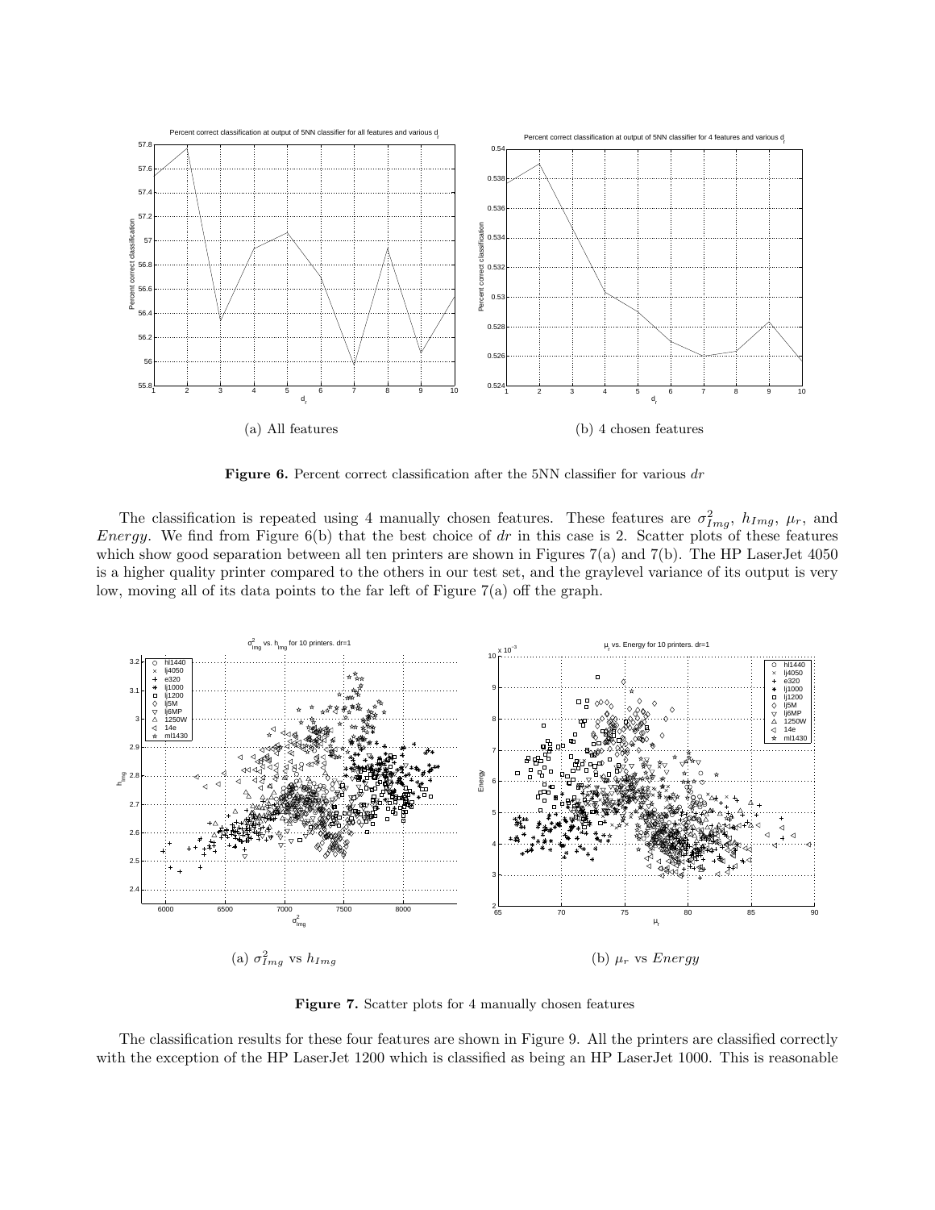(a) All features

(b) 4 chosen features

**Figure 6.** Percent correct classification after the 5NN classifier for various $dr$

The classification is repeated using 4 manually chosen features. These features are $\sigma^2_{Img}$, $h_{Img}$, $\mu_r$, and *Energy*. We find from Figure 6(b) that the best choice of $dr$ in this case is 2. Scatter plots of these features which show good separation between all ten printers are shown in Figures 7(a) and 7(b). The HP LaserJet 4050 is a higher quality printer compared to the others in our test set, and the graylevel variance of its output is very low, moving all of its data points to the far left of Figure 7(a) off the graph.

(a) $\sigma^2_{Img}$ vs $h_{Img}$

(b) $\mu_r$ vs *Energy*

**Figure 7.** Scatter plots for 4 manually chosen features

The classification results for these four features are shown in Figure 9. All the printers are classified correctly with the exception of the HP LaserJet 1200 which is classified as being an HP LaserJet 1000. This is reasonable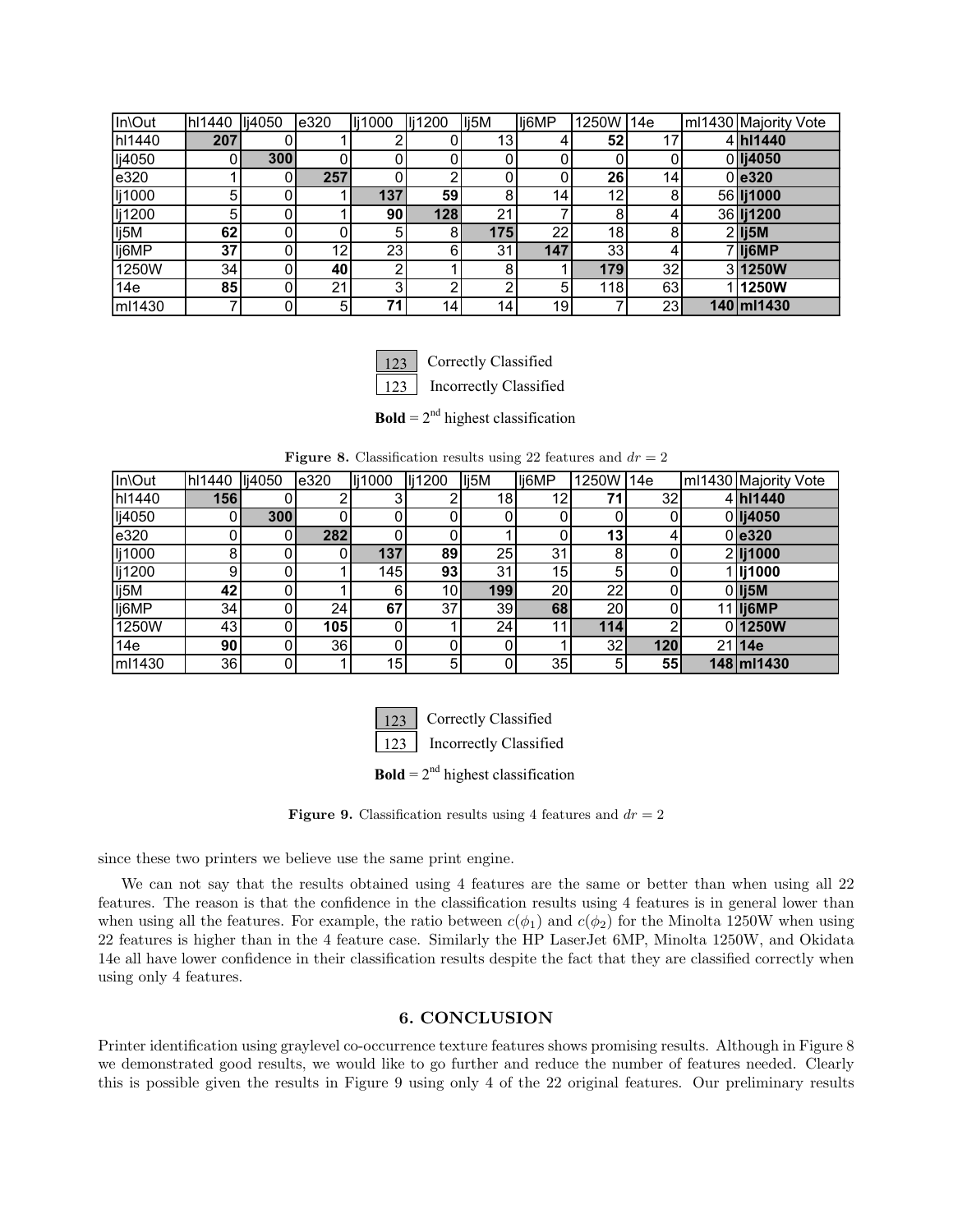| In\Out | hl1440 | lj4050 | e320 | lj1000 | lj1200 | lj5M | lj6MP | 1250W | 14e | ml1430 | Majority Vote |
|---|---|---|---|---|---|---|---|---|---|---|---|
| hl1440 | 207 | 0 | 1 | 2 | 0 | 13 | 4 | **52** | 17 | 4 | **hl1440** |
| lj4050 | 0 | 300 | 0 | 0 | 0 | 0 | 0 | 0 | 0 | 0 | **lj4050** |
| e320 | 1 | 0 | 257 | 0 | 2 | 0 | 0 | **26** | 14 | 0 | **e320** |
| lj1000 | 5 | 0 | 1 | 137 | **59** | 8 | 14 | 12 | 8 | 56 | **lj1000** |
| lj1200 | 5 | 0 | 1 | **90** | 128 | 21 | 7 | 8 | 4 | 36 | **lj1200** |
| lj5M | **62** | 0 | 0 | 5 | 8 | 175 | 22 | 18 | 8 | 2 | **lj5M** |
| lj6MP | **37** | 0 | 12 | 23 | 6 | 31 | 147 | 33 | 4 | 7 | **lj6MP** |
| 1250W | 34 | 0 | **40** | 2 | 1 | 8 | 1 | 179 | 32 | 3 | **1250W** |
| 14e | **85** | 0 | 21 | 3 | 2 | 2 | 5 | 118 | 63 | 1 | **1250W** |
| ml1430 | 7 | 0 | 5 | **71** | 14 | 14 | 19 | 7 | 23 | 140 | **ml1430** |

123 Correctly Classified
123 Incorrectly Classified

**Bold** = 2[nd] highest classification

**Figure 8.** Classification results using 22 features and $dr = 2$

| In\Out | hl1440 | lj4050 | e320 | lj1000 | lj1200 | lj5M | lj6MP | 1250W | 14e | ml1430 | Majority Vote |
|---|---|---|---|---|---|---|---|---|---|---|---|
| hl1440 | 156 | 0 | 2 | 3 | 2 | 18 | 12 | **71** | 32 | 4 | **hl1440** |
| lj4050 | 0 | 300 | 0 | 0 | 0 | 0 | 0 | 0 | 0 | 0 | **lj4050** |
| e320 | 0 | 0 | 282 | 0 | 0 | 1 | 0 | **13** | 4 | 0 | **e320** |
| lj1000 | 8 | 0 | 0 | 137 | **89** | 25 | 31 | 8 | 0 | 2 | **lj1000** |
| lj1200 | 9 | 0 | 1 | 145 | **93** | 31 | 15 | 5 | 0 | 1 | **lj1000** |
| lj5M | **42** | 0 | 1 | 6 | 10 | 199 | 20 | 22 | 0 | 0 | **lj5M** |
| lj6MP | 34 | 0 | 24 | **67** | 37 | 39 | 68 | 20 | 0 | 11 | **lj6MP** |
| 1250W | 43 | 0 | **105** | 0 | 1 | 24 | 11 | 114 | 2 | 0 | **1250W** |
| 14e | **90** | 0 | 36 | 0 | 0 | 0 | 1 | 32 | 120 | 21 | **14e** |
| ml1430 | 36 | 0 | 1 | 15 | 5 | 0 | 35 | 5 | **55** | 148 | **ml1430** |

123 Correctly Classified
123 Incorrectly Classified

**Bold** = 2[nd] highest classification

**Figure 9.** Classification results using 4 features and $dr = 2$

since these two printers we believe use the same print engine.

We can not say that the results obtained using 4 features are the same or better than when using all 22 features. The reason is that the confidence in the classification results using 4 features is in general lower than when using all the features. For example, the ratio between $c(\phi_1)$ and $c(\phi_2)$ for the Minolta 1250W when using 22 features is higher than in the 4 feature case. Similarly the HP LaserJet 6MP, Minolta 1250W, and Okidata 14e all have lower confidence in their classification results despite the fact that they are classified correctly when using only 4 features.

## 6. CONCLUSION

Printer identification using graylevel co-occurrence texture features shows promising results. Although in Figure 8 we demonstrated good results, we would like to go further and reduce the number of features needed. Clearly this is possible given the results in Figure 9 using only 4 of the 22 original features. Our preliminary results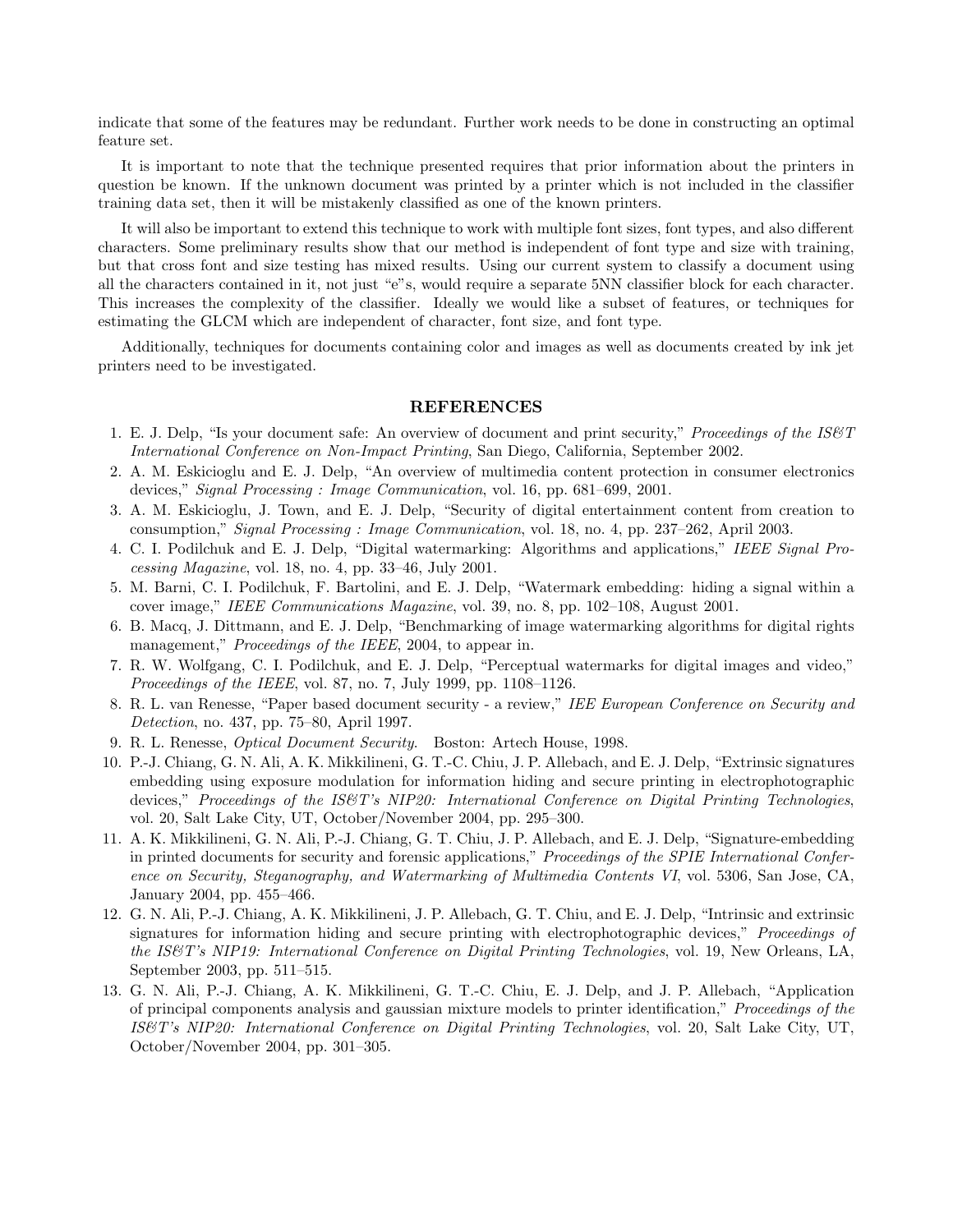indicate that some of the features may be redundant. Further work needs to be done in constructing an optimal feature set.

It is important to note that the technique presented requires that prior information about the printers in question be known. If the unknown document was printed by a printer which is not included in the classifier training data set, then it will be mistakenly classified as one of the known printers.

It will also be important to extend this technique to work with multiple font sizes, font types, and also different characters. Some preliminary results show that our method is independent of font type and size with training, but that cross font and size testing has mixed results. Using our current system to classify a document using all the characters contained in it, not just "e"s, would require a separate 5NN classifier block for each character. This increases the complexity of the classifier. Ideally we would like a subset of features, or techniques for estimating the GLCM which are independent of character, font size, and font type.

Additionally, techniques for documents containing color and images as well as documents created by ink jet printers need to be investigated.

## REFERENCES

1. E. J. Delp, "Is your document safe: An overview of document and print security," *Proceedings of the IS&T International Conference on Non-Impact Printing*, San Diego, California, September 2002.
2. A. M. Eskicioglu and E. J. Delp, "An overview of multimedia content protection in consumer electronics devices," *Signal Processing : Image Communication*, vol. 16, pp. 681–699, 2001.
3. A. M. Eskicioglu, J. Town, and E. J. Delp, "Security of digital entertainment content from creation to consumption," *Signal Processing : Image Communication*, vol. 18, no. 4, pp. 237–262, April 2003.
4. C. I. Podilchuk and E. J. Delp, "Digital watermarking: Algorithms and applications," *IEEE Signal Processing Magazine*, vol. 18, no. 4, pp. 33–46, July 2001.
5. M. Barni, C. I. Podilchuk, F. Bartolini, and E. J. Delp, "Watermark embedding: hiding a signal within a cover image," *IEEE Communications Magazine*, vol. 39, no. 8, pp. 102–108, August 2001.
6. B. Macq, J. Dittmann, and E. J. Delp, "Benchmarking of image watermarking algorithms for digital rights management," *Proceedings of the IEEE*, 2004, to appear in.
7. R. W. Wolfgang, C. I. Podilchuk, and E. J. Delp, "Perceptual watermarks for digital images and video," *Proceedings of the IEEE*, vol. 87, no. 7, July 1999, pp. 1108–1126.
8. R. L. van Renesse, "Paper based document security - a review," *IEE European Conference on Security and Detection*, no. 437, pp. 75–80, April 1997.
9. R. L. Renesse, *Optical Document Security*. Boston: Artech House, 1998.
10. P.-J. Chiang, G. N. Ali, A. K. Mikkilineni, G. T.-C. Chiu, J. P. Allebach, and E. J. Delp, "Extrinsic signatures embedding using exposure modulation for information hiding and secure printing in electrophotographic devices," *Proceedings of the IS&T's NIP20: International Conference on Digital Printing Technologies*, vol. 20, Salt Lake City, UT, October/November 2004, pp. 295–300.
11. A. K. Mikkilineni, G. N. Ali, P.-J. Chiang, G. T. Chiu, J. P. Allebach, and E. J. Delp, "Signature-embedding in printed documents for security and forensic applications," *Proceedings of the SPIE International Conference on Security, Steganography, and Watermarking of Multimedia Contents VI*, vol. 5306, San Jose, CA, January 2004, pp. 455–466.
12. G. N. Ali, P.-J. Chiang, A. K. Mikkilineni, J. P. Allebach, G. T. Chiu, and E. J. Delp, "Intrinsic and extrinsic signatures for information hiding and secure printing with electrophotographic devices," *Proceedings of the IS&T's NIP19: International Conference on Digital Printing Technologies*, vol. 19, New Orleans, LA, September 2003, pp. 511–515.
13. G. N. Ali, P.-J. Chiang, A. K. Mikkilineni, G. T.-C. Chiu, E. J. Delp, and J. P. Allebach, "Application of principal components analysis and gaussian mixture models to printer identification," *Proceedings of the IS&T's NIP20: International Conference on Digital Printing Technologies*, vol. 20, Salt Lake City, UT, October/November 2004, pp. 301–305.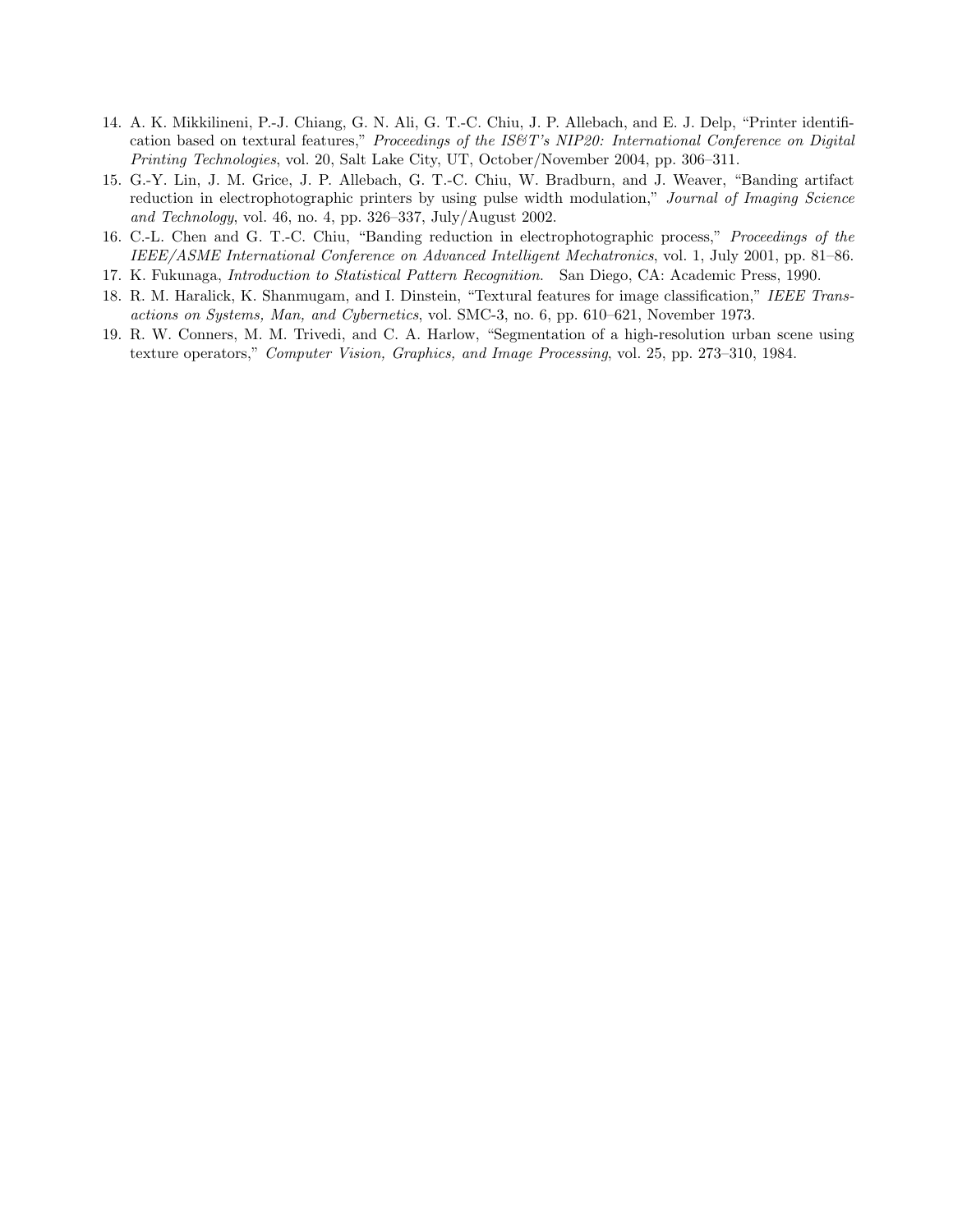14. A. K. Mikkilineni, P.-J. Chiang, G. N. Ali, G. T.-C. Chiu, J. P. Allebach, and E. J. Delp, "Printer identification based on textural features," *Proceedings of the IS&T's NIP20: International Conference on Digital Printing Technologies*, vol. 20, Salt Lake City, UT, October/November 2004, pp. 306–311.
15. G.-Y. Lin, J. M. Grice, J. P. Allebach, G. T.-C. Chiu, W. Bradburn, and J. Weaver, "Banding artifact reduction in electrophotographic printers by using pulse width modulation," *Journal of Imaging Science and Technology*, vol. 46, no. 4, pp. 326–337, July/August 2002.
16. C.-L. Chen and G. T.-C. Chiu, "Banding reduction in electrophotographic process," *Proceedings of the IEEE/ASME International Conference on Advanced Intelligent Mechatronics*, vol. 1, July 2001, pp. 81–86.
17. K. Fukunaga, *Introduction to Statistical Pattern Recognition.* San Diego, CA: Academic Press, 1990.
18. R. M. Haralick, K. Shanmugam, and I. Dinstein, "Textural features for image classification," *IEEE Transactions on Systems, Man, and Cybernetics*, vol. SMC-3, no. 6, pp. 610–621, November 1973.
19. R. W. Conners, M. M. Trivedi, and C. A. Harlow, "Segmentation of a high-resolution urban scene using texture operators," *Computer Vision, Graphics, and Image Processing*, vol. 25, pp. 273–310, 1984.